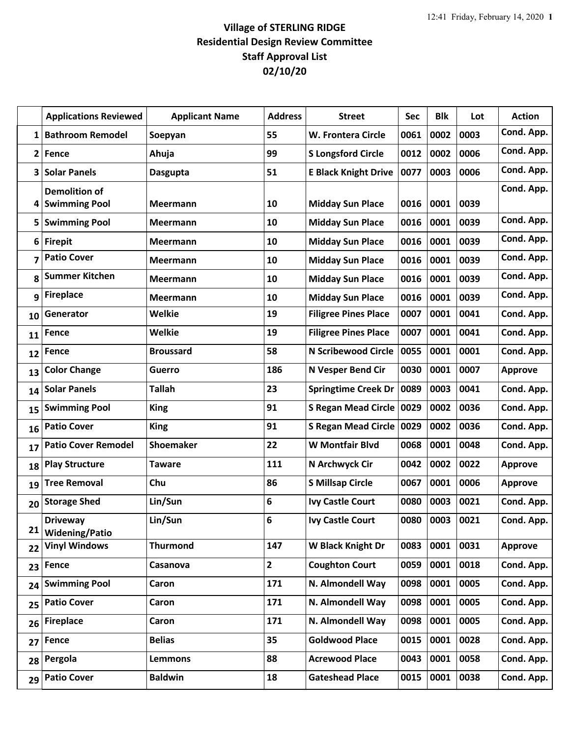# Village of STERLING RIDGE
## Residential Design Review Committee
## Staff Approval List
## 02/10/20

| | Applications Reviewed | Applicant Name | Address | Street | Sec | Blk | Lot | Action |
|---|---|---|---|---|---|---|---|---|
| 1 | Bathroom Remodel | Soepyan | 55 | W. Frontera Circle | 0061 | 0002 | 0003 | Cond. App. |
| 2 | Fence | Ahuja | 99 | S Longsford Circle | 0012 | 0002 | 0006 | Cond. App. |
| 3 | Solar Panels | Dasgupta | 51 | E Black Knight Drive | 0077 | 0003 | 0006 | Cond. App. |
| 4 | Demolition of Swimming Pool | Meermann | 10 | Midday Sun Place | 0016 | 0001 | 0039 | Cond. App. |
| 5 | Swimming Pool | Meermann | 10 | Midday Sun Place | 0016 | 0001 | 0039 | Cond. App. |
| 6 | Firepit | Meermann | 10 | Midday Sun Place | 0016 | 0001 | 0039 | Cond. App. |
| 7 | Patio Cover | Meermann | 10 | Midday Sun Place | 0016 | 0001 | 0039 | Cond. App. |
| 8 | Summer Kitchen | Meermann | 10 | Midday Sun Place | 0016 | 0001 | 0039 | Cond. App. |
| 9 | Fireplace | Meermann | 10 | Midday Sun Place | 0016 | 0001 | 0039 | Cond. App. |
| 10 | Generator | Welkie | 19 | Filigree Pines Place | 0007 | 0001 | 0041 | Cond. App. |
| 11 | Fence | Welkie | 19 | Filigree Pines Place | 0007 | 0001 | 0041 | Cond. App. |
| 12 | Fence | Broussard | 58 | N Scribewood Circle | 0055 | 0001 | 0001 | Cond. App. |
| 13 | Color Change | Guerro | 186 | N Vesper Bend Cir | 0030 | 0001 | 0007 | Approve |
| 14 | Solar Panels | Tallah | 23 | Springtime Creek Dr | 0089 | 0003 | 0041 | Cond. App. |
| 15 | Swimming Pool | King | 91 | S Regan Mead Circle | 0029 | 0002 | 0036 | Cond. App. |
| 16 | Patio Cover | King | 91 | S Regan Mead Circle | 0029 | 0002 | 0036 | Cond. App. |
| 17 | Patio Cover Remodel | Shoemaker | 22 | W Montfair Blvd | 0068 | 0001 | 0048 | Cond. App. |
| 18 | Play Structure | Taware | 111 | N Archwyck Cir | 0042 | 0002 | 0022 | Approve |
| 19 | Tree Removal | Chu | 86 | S Millsap Circle | 0067 | 0001 | 0006 | Approve |
| 20 | Storage Shed | Lin/Sun | 6 | Ivy Castle Court | 0080 | 0003 | 0021 | Cond. App. |
| 21 | Driveway Widening/Patio | Lin/Sun | 6 | Ivy Castle Court | 0080 | 0003 | 0021 | Cond. App. |
| 22 | Vinyl Windows | Thurmond | 147 | W Black Knight Dr | 0083 | 0001 | 0031 | Approve |
| 23 | Fence | Casanova | 2 | Coughton Court | 0059 | 0001 | 0018 | Cond. App. |
| 24 | Swimming Pool | Caron | 171 | N. Almondell Way | 0098 | 0001 | 0005 | Cond. App. |
| 25 | Patio Cover | Caron | 171 | N. Almondell Way | 0098 | 0001 | 0005 | Cond. App. |
| 26 | Fireplace | Caron | 171 | N. Almondell Way | 0098 | 0001 | 0005 | Cond. App. |
| 27 | Fence | Belias | 35 | Goldwood Place | 0015 | 0001 | 0028 | Cond. App. |
| 28 | Pergola | Lemmons | 88 | Acrewood Place | 0043 | 0001 | 0058 | Cond. App. |
| 29 | Patio Cover | Baldwin | 18 | Gateshead Place | 0015 | 0001 | 0038 | Cond. App. |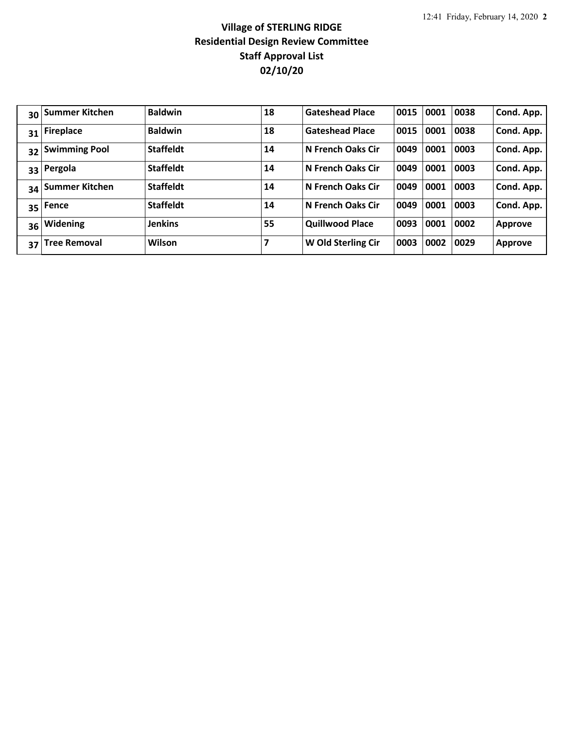**Village of STERLING RIDGE**
**Residential Design Review Committee**
**Staff Approval List**
**02/10/20**

| | | | | | | | | |
|---|---|---|---|---|---|---|---|---|
| 30 | Summer Kitchen | Baldwin | 18 | Gateshead Place | 0015 | 0001 | 0038 | Cond. App. |
| 31 | Fireplace | Baldwin | 18 | Gateshead Place | 0015 | 0001 | 0038 | Cond. App. |
| 32 | Swimming Pool | Staffeldt | 14 | N French Oaks Cir | 0049 | 0001 | 0003 | Cond. App. |
| 33 | Pergola | Staffeldt | 14 | N French Oaks Cir | 0049 | 0001 | 0003 | Cond. App. |
| 34 | Summer Kitchen | Staffeldt | 14 | N French Oaks Cir | 0049 | 0001 | 0003 | Cond. App. |
| 35 | Fence | Staffeldt | 14 | N French Oaks Cir | 0049 | 0001 | 0003 | Cond. App. |
| 36 | Widening | Jenkins | 55 | Quillwood Place | 0093 | 0001 | 0002 | Approve |
| 37 | Tree Removal | Wilson | 7 | W Old Sterling Cir | 0003 | 0002 | 0029 | Approve |